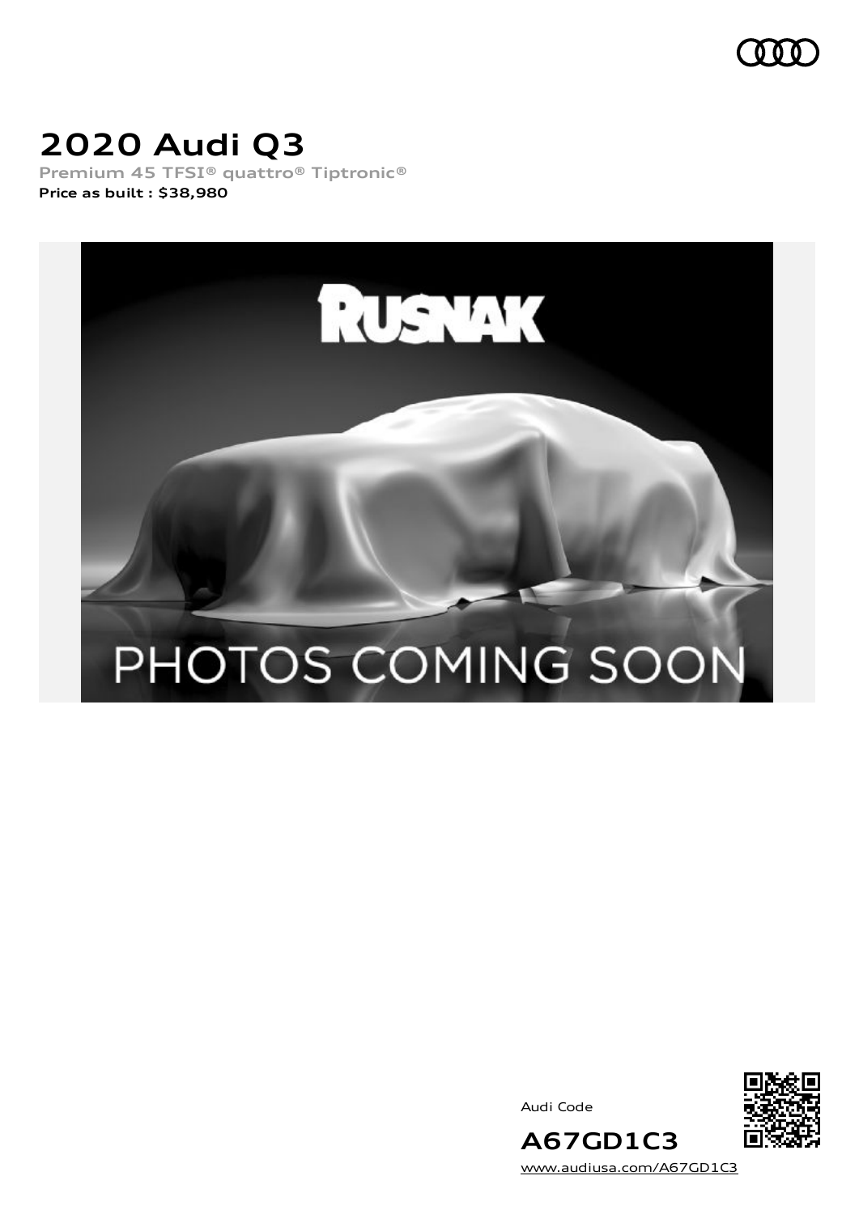# 2020 Audi Q3

**Premium 45 TFSI® quattro® Tiptronic®**

**Price as built : $38,980**

Audi Code

**A67GD1C3**

www.audiusa.com/A67GD1C3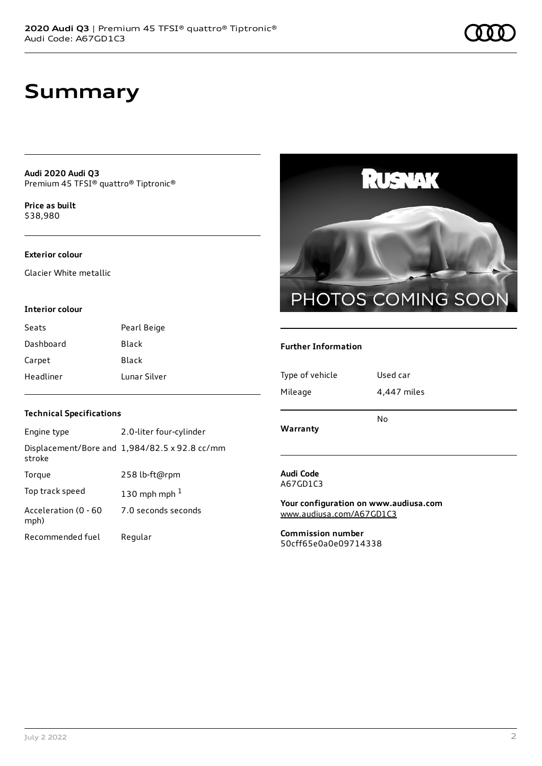# Summary

**Audi 2020 Audi Q3**
Premium 45 TFSI® quattro® Tiptronic®

**Price as built**
$38,980

**Exterior colour**

Glacier White metallic

**Interior colour**

| | |
|---|---|
| Seats | Pearl Beige |
| Dashboard | Black |
| Carpet | Black |
| Headliner | Lunar Silver |

**Technical Specifications**

| | |
|---|---|
| Engine type | 2.0-liter four-cylinder |
| Displacement/Bore and stroke | 1,984/82.5 x 92.8 cc/mm |
| Torque | 258 lb-ft@rpm |
| Top track speed | 130 mph mph [1] |
| Acceleration (0 - 60 mph) | 7.0 seconds seconds |
| Recommended fuel | Regular |

**Further Information**

| | |
|---|---|
| Type of vehicle | Used car |
| Mileage | 4,447 miles |
| **Warranty** | No |

**Audi Code**
A67GD1C3

**Your configuration on www.audiusa.com**
www.audiusa.com/A67GD1C3

**Commission number**
50cff65e0a0e09714338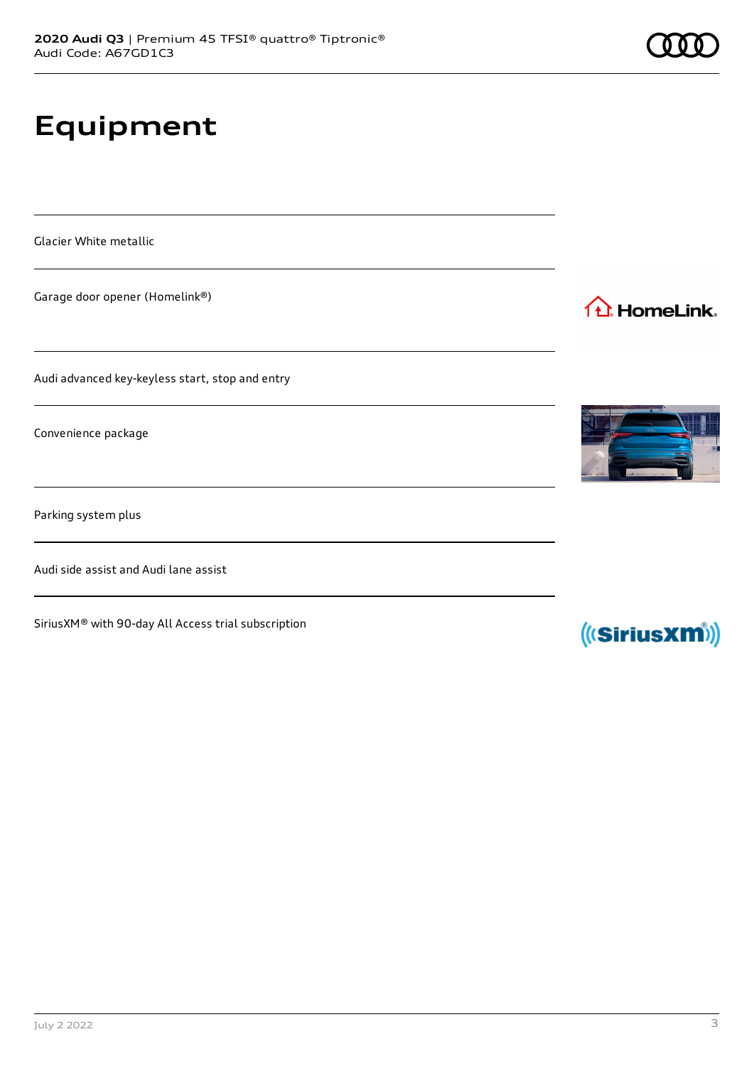# Equipment

Glacier White metallic

Garage door opener (Homelink®)

Audi advanced key-keyless start, stop and entry

Convenience package

Parking system plus

Audi side assist and Audi lane assist

SiriusXM® with 90-day All Access trial subscription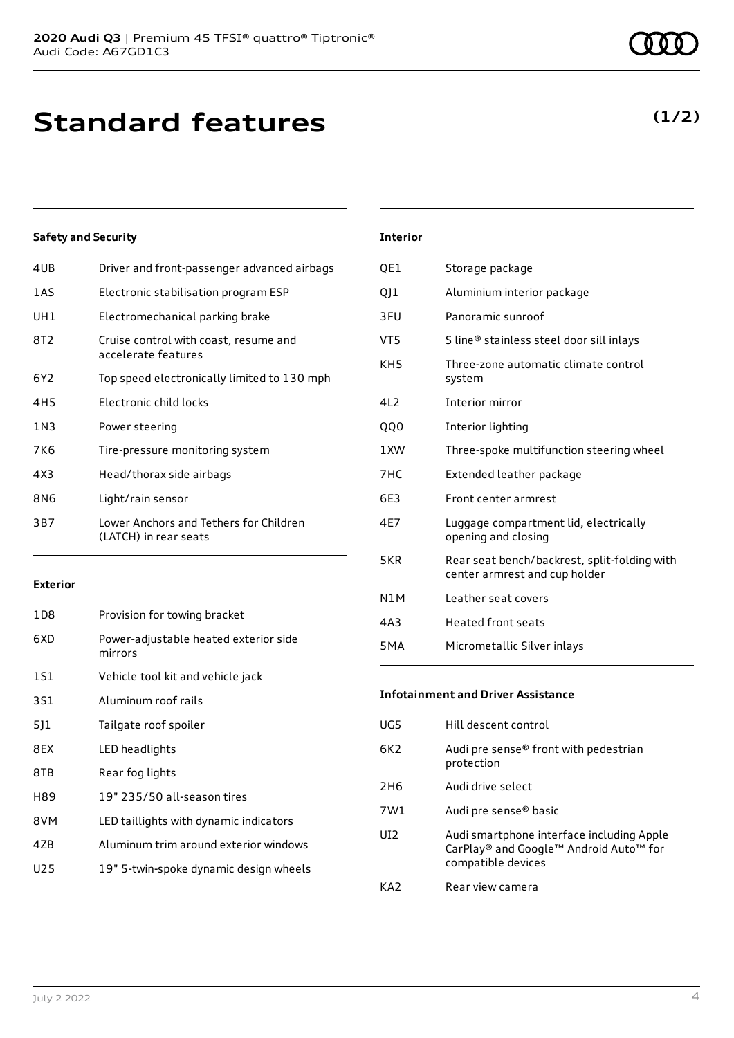# Standard features

**(1/2)**

### Safety and Security

| | |
|---|---|
| 4UB | Driver and front-passenger advanced airbags |
| 1AS | Electronic stabilisation program ESP |
| UH1 | Electromechanical parking brake |
| 8T2 | Cruise control with coast, resume and accelerate features |
| 6Y2 | Top speed electronically limited to 130 mph |
| 4H5 | Electronic child locks |
| 1N3 | Power steering |
| 7K6 | Tire-pressure monitoring system |
| 4X3 | Head/thorax side airbags |
| 8N6 | Light/rain sensor |
| 3B7 | Lower Anchors and Tethers for Children (LATCH) in rear seats |

### Exterior

| | |
|---|---|
| 1D8 | Provision for towing bracket |
| 6XD | Power-adjustable heated exterior side mirrors |
| 1S1 | Vehicle tool kit and vehicle jack |
| 3S1 | Aluminum roof rails |
| 5J1 | Tailgate roof spoiler |
| 8EX | LED headlights |
| 8TB | Rear fog lights |
| H89 | 19" 235/50 all-season tires |
| 8VM | LED taillights with dynamic indicators |
| 4ZB | Aluminum trim around exterior windows |
| U25 | 19" 5-twin-spoke dynamic design wheels |

### Interior

| | |
|---|---|
| QE1 | Storage package |
| QJ1 | Aluminium interior package |
| 3FU | Panoramic sunroof |
| VT5 | S line® stainless steel door sill inlays |
| KH5 | Three-zone automatic climate control system |
| 4L2 | Interior mirror |
| QQ0 | Interior lighting |
| 1XW | Three-spoke multifunction steering wheel |
| 7HC | Extended leather package |
| 6E3 | Front center armrest |
| 4E7 | Luggage compartment lid, electrically opening and closing |
| 5KR | Rear seat bench/backrest, split-folding with center armrest and cup holder |
| N1M | Leather seat covers |
| 4A3 | Heated front seats |
| 5MA | Micrometallic Silver inlays |

### Infotainment and Driver Assistance

| | |
|---|---|
| UG5 | Hill descent control |
| 6K2 | Audi pre sense® front with pedestrian protection |
| 2H6 | Audi drive select |
| 7W1 | Audi pre sense® basic |
| UI2 | Audi smartphone interface including Apple CarPlay® and Google™ Android Auto™ for compatible devices |
| KA2 | Rear view camera |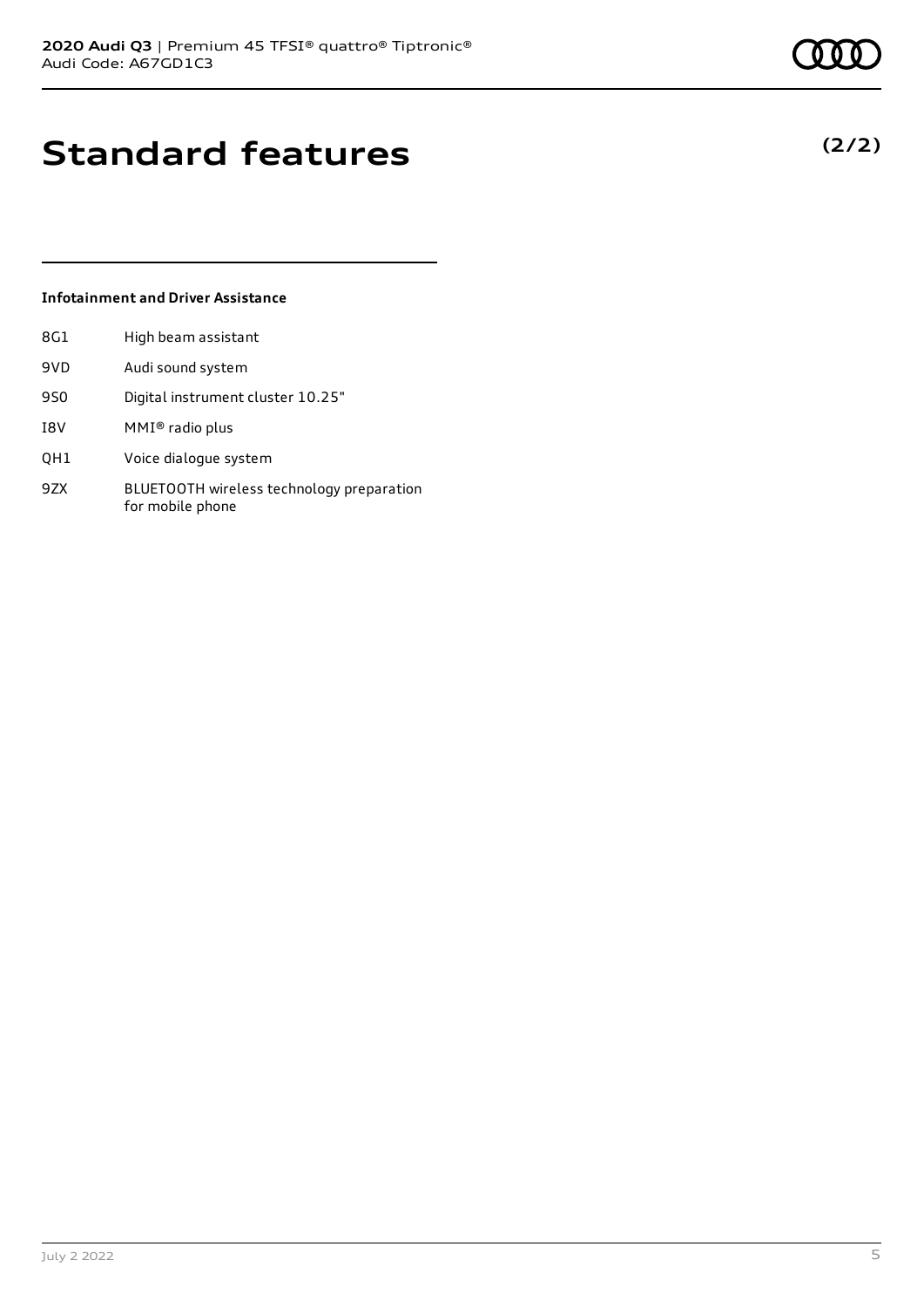# Standard features

**(2/2)**

### Infotainment and Driver Assistance

| | |
|---|---|
| 8G1 | High beam assistant |
| 9VD | Audi sound system |
| 9S0 | Digital instrument cluster 10.25" |
| I8V | MMI® radio plus |
| QH1 | Voice dialogue system |
| 9ZX | BLUETOOTH wireless technology preparation for mobile phone |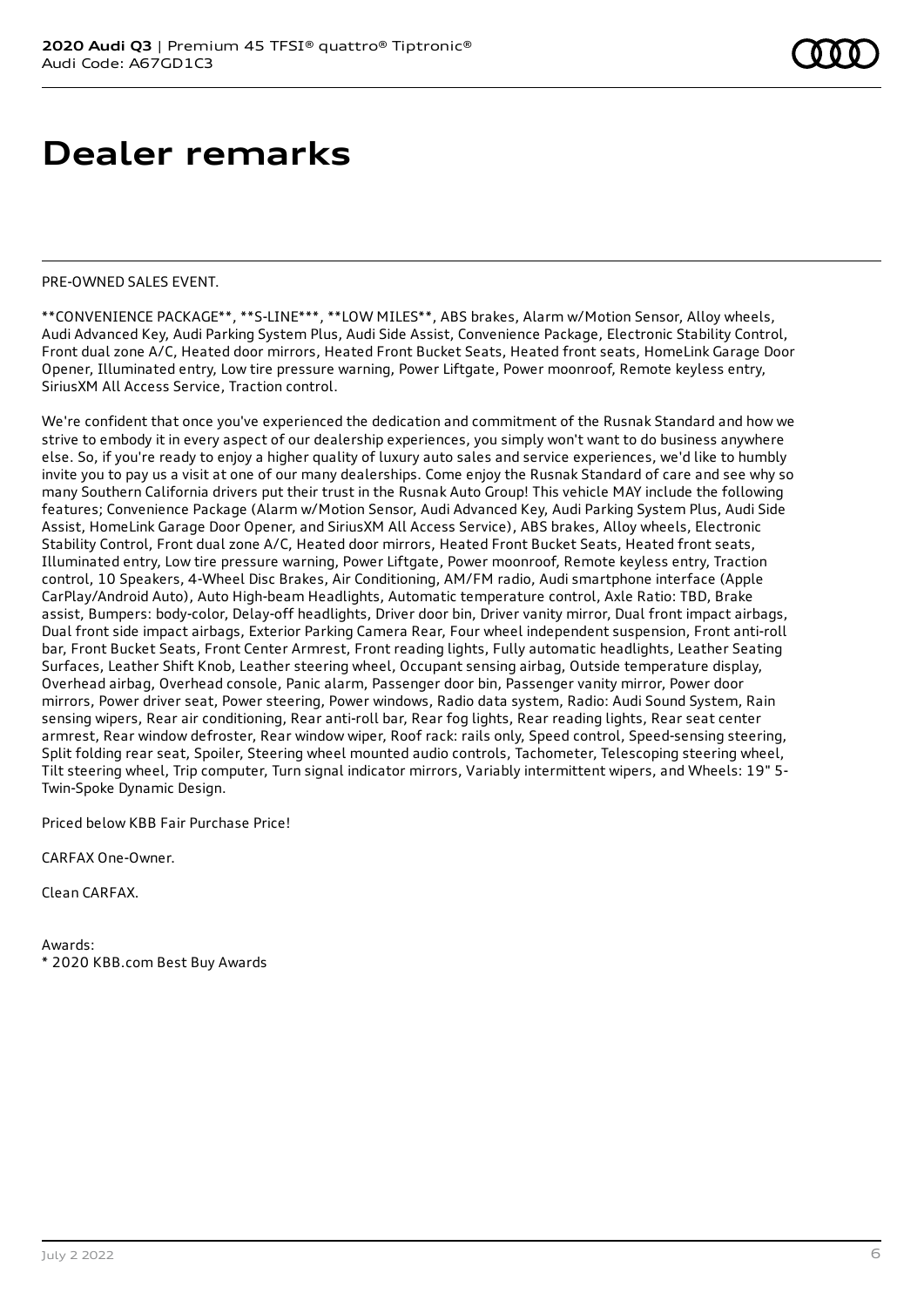# Dealer remarks

PRE-OWNED SALES EVENT.

**CONVENIENCE PACKAGE**, **S-LINE***, **LOW MILES**, ABS brakes, Alarm w/Motion Sensor, Alloy wheels, Audi Advanced Key, Audi Parking System Plus, Audi Side Assist, Convenience Package, Electronic Stability Control, Front dual zone A/C, Heated door mirrors, Heated Front Bucket Seats, Heated front seats, HomeLink Garage Door Opener, Illuminated entry, Low tire pressure warning, Power Liftgate, Power moonroof, Remote keyless entry, SiriusXM All Access Service, Traction control.

We're confident that once you've experienced the dedication and commitment of the Rusnak Standard and how we strive to embody it in every aspect of our dealership experiences, you simply won't want to do business anywhere else. So, if you're ready to enjoy a higher quality of luxury auto sales and service experiences, we'd like to humbly invite you to pay us a visit at one of our many dealerships. Come enjoy the Rusnak Standard of care and see why so many Southern California drivers put their trust in the Rusnak Auto Group! This vehicle MAY include the following features; Convenience Package (Alarm w/Motion Sensor, Audi Advanced Key, Audi Parking System Plus, Audi Side Assist, HomeLink Garage Door Opener, and SiriusXM All Access Service), ABS brakes, Alloy wheels, Electronic Stability Control, Front dual zone A/C, Heated door mirrors, Heated Front Bucket Seats, Heated front seats, Illuminated entry, Low tire pressure warning, Power Liftgate, Power moonroof, Remote keyless entry, Traction control, 10 Speakers, 4-Wheel Disc Brakes, Air Conditioning, AM/FM radio, Audi smartphone interface (Apple CarPlay/Android Auto), Auto High-beam Headlights, Automatic temperature control, Axle Ratio: TBD, Brake assist, Bumpers: body-color, Delay-off headlights, Driver door bin, Driver vanity mirror, Dual front impact airbags, Dual front side impact airbags, Exterior Parking Camera Rear, Four wheel independent suspension, Front anti-roll bar, Front Bucket Seats, Front Center Armrest, Front reading lights, Fully automatic headlights, Leather Seating Surfaces, Leather Shift Knob, Leather steering wheel, Occupant sensing airbag, Outside temperature display, Overhead airbag, Overhead console, Panic alarm, Passenger door bin, Passenger vanity mirror, Power door mirrors, Power driver seat, Power steering, Power windows, Radio data system, Radio: Audi Sound System, Rain sensing wipers, Rear air conditioning, Rear anti-roll bar, Rear fog lights, Rear reading lights, Rear seat center armrest, Rear window defroster, Rear window wiper, Roof rack: rails only, Speed control, Speed-sensing steering, Split folding rear seat, Spoiler, Steering wheel mounted audio controls, Tachometer, Telescoping steering wheel, Tilt steering wheel, Trip computer, Turn signal indicator mirrors, Variably intermittent wipers, and Wheels: 19" 5-Twin-Spoke Dynamic Design.

Priced below KBB Fair Purchase Price!

CARFAX One-Owner.

Clean CARFAX.

Awards:
* 2020 KBB.com Best Buy Awards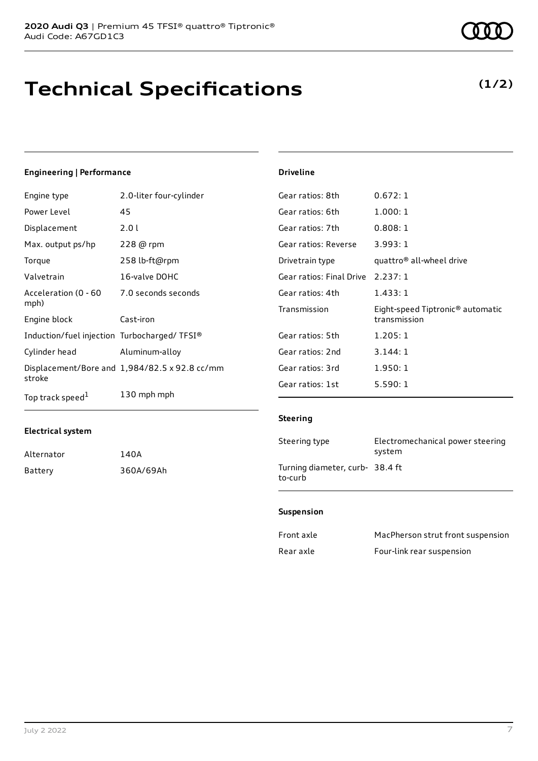**2020 Audi Q3** | Premium 45 TFSI® quattro® Tiptronic®
Audi Code: A67GD1C3

# Technical Specifications

**(1/2)**

### Engineering | Performance

| | |
|---|---|
| Engine type | 2.0-liter four-cylinder |
| Power Level | 45 |
| Displacement | 2.0 l |
| Max. output ps/hp | 228 @ rpm |
| Torque | 258 lb-ft@rpm |
| Valvetrain | 16-valve DOHC |
| Acceleration (0 - 60 mph) | 7.0 seconds seconds |
| Engine block | Cast-iron |
| Induction/fuel injection | Turbocharged/ TFSI® |
| Cylinder head | Aluminum-alloy |
| Displacement/Bore and stroke | 1,984/82.5 x 92.8 cc/mm |
| Top track speed[1] | 130 mph mph |

### Electrical system

| | |
|---|---|
| Alternator | 140A |
| Battery | 360A/69Ah |

### Driveline

| | |
|---|---|
| Gear ratios: 8th | 0.672: 1 |
| Gear ratios: 6th | 1.000: 1 |
| Gear ratios: 7th | 0.808: 1 |
| Gear ratios: Reverse | 3.993: 1 |
| Drivetrain type | quattro® all-wheel drive |
| Gear ratios: Final Drive | 2.237: 1 |
| Gear ratios: 4th | 1.433: 1 |
| Transmission | Eight-speed Tiptronic® automatic transmission |
| Gear ratios: 5th | 1.205: 1 |
| Gear ratios: 2nd | 3.144: 1 |
| Gear ratios: 3rd | 1.950: 1 |
| Gear ratios: 1st | 5.590: 1 |

### Steering

| | |
|---|---|
| Steering type | Electromechanical power steering system |
| Turning diameter, curb-to-curb | 38.4 ft |

### Suspension

| | |
|---|---|
| Front axle | MacPherson strut front suspension |
| Rear axle | Four-link rear suspension |

July 2 2022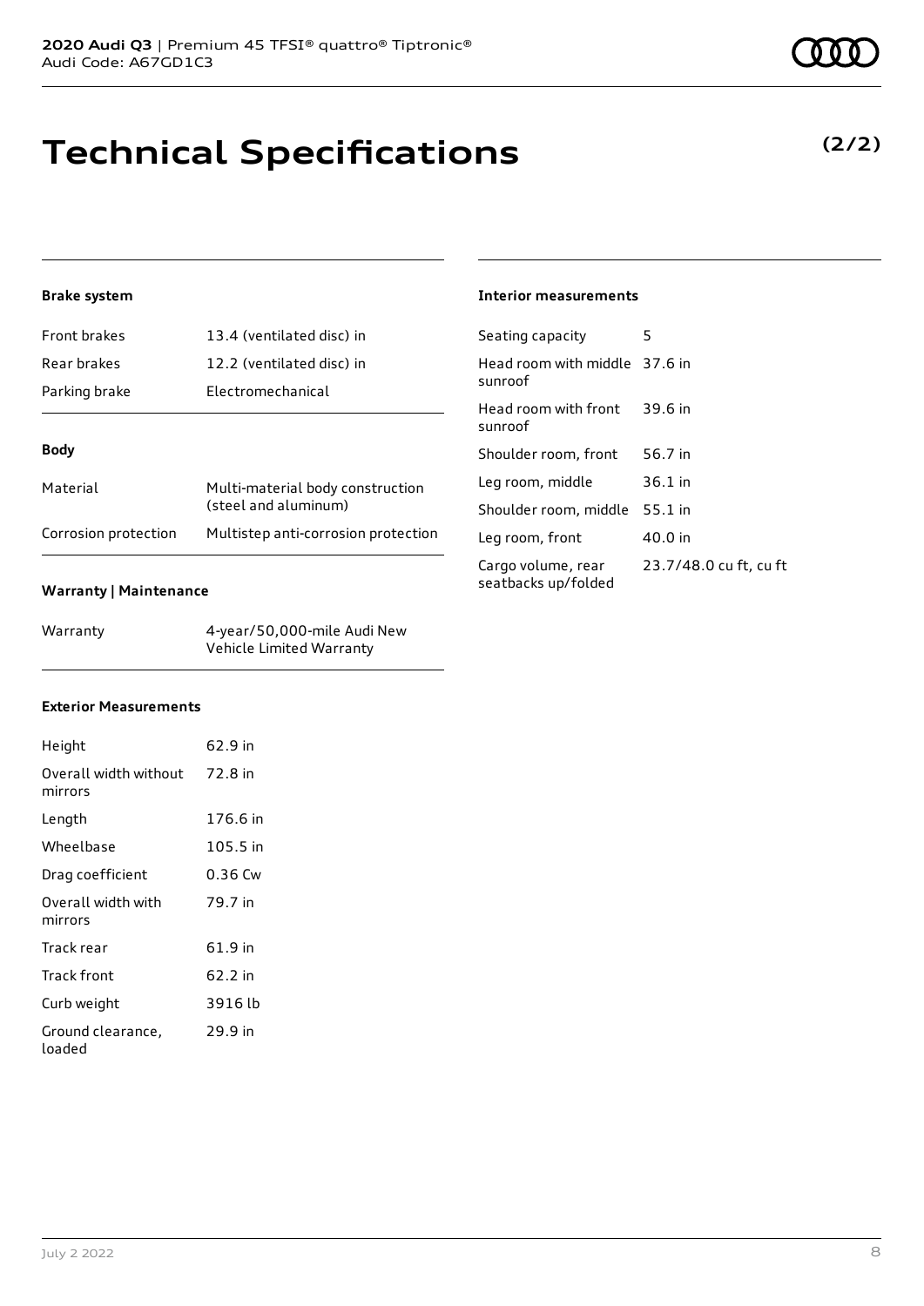# Technical Specifications

**(2/2)**

### Brake system

| | |
|---|---|
| Front brakes | 13.4 (ventilated disc) in |
| Rear brakes | 12.2 (ventilated disc) in |
| Parking brake | Electromechanical |

### Body

| | |
|---|---|
| Material | Multi-material body construction (steel and aluminum) |
| Corrosion protection | Multistep anti-corrosion protection |

### Warranty | Maintenance

| | |
|---|---|
| Warranty | 4-year/50,000-mile Audi New Vehicle Limited Warranty |

### Exterior Measurements

| | |
|---|---|
| Height | 62.9 in |
| Overall width without mirrors | 72.8 in |
| Length | 176.6 in |
| Wheelbase | 105.5 in |
| Drag coefficient | 0.36 Cw |
| Overall width with mirrors | 79.7 in |
| Track rear | 61.9 in |
| Track front | 62.2 in |
| Curb weight | 3916 lb |
| Ground clearance, loaded | 29.9 in |

### Interior measurements

| | |
|---|---|
| Seating capacity | 5 |
| Head room with middle sunroof | 37.6 in |
| Head room with front sunroof | 39.6 in |
| Shoulder room, front | 56.7 in |
| Leg room, middle | 36.1 in |
| Shoulder room, middle | 55.1 in |
| Leg room, front | 40.0 in |
| Cargo volume, rear seatbacks up/folded | 23.7/48.0 cu ft, cu ft |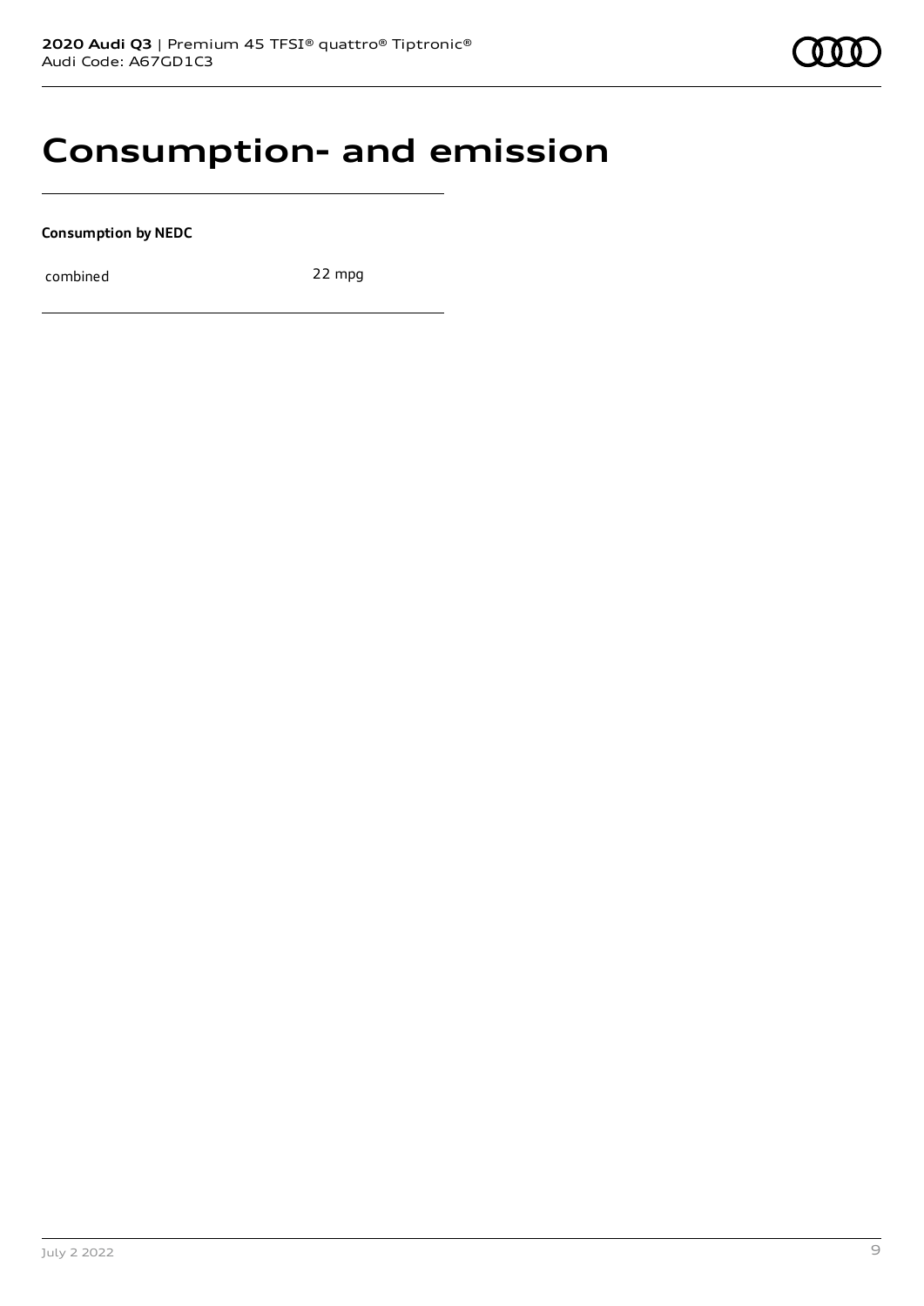# Consumption- and emission

**Consumption by NEDC**

| | |
|---|---|
| combined | 22 mpg |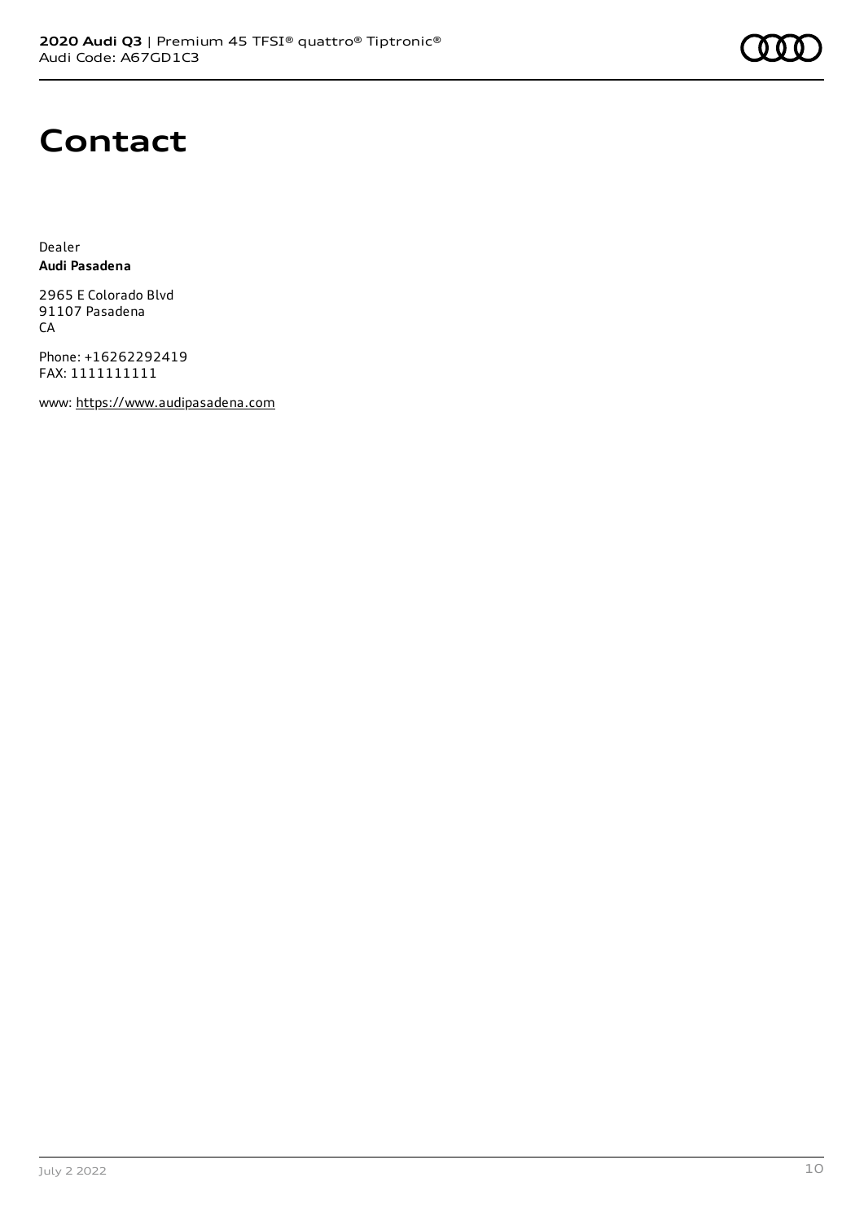# Contact

Dealer
**Audi Pasadena**

2965 E Colorado Blvd
91107 Pasadena
CA

Phone: +16262292419
FAX: 1111111111

www: https://www.audipasadena.com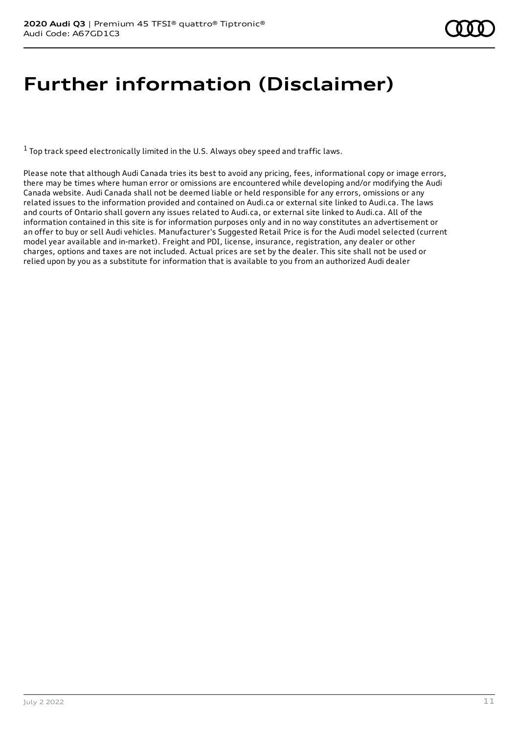# Further information (Disclaimer)

[1] Top track speed electronically limited in the U.S. Always obey speed and traffic laws.

Please note that although Audi Canada tries its best to avoid any pricing, fees, informational copy or image errors, there may be times where human error or omissions are encountered while developing and/or modifying the Audi Canada website. Audi Canada shall not be deemed liable or held responsible for any errors, omissions or any related issues to the information provided and contained on Audi.ca or external site linked to Audi.ca. The laws and courts of Ontario shall govern any issues related to Audi.ca, or external site linked to Audi.ca. All of the information contained in this site is for information purposes only and in no way constitutes an advertisement or an offer to buy or sell Audi vehicles. Manufacturer's Suggested Retail Price is for the Audi model selected (current model year available and in-market). Freight and PDI, license, insurance, registration, any dealer or other charges, options and taxes are not included. Actual prices are set by the dealer. This site shall not be used or relied upon by you as a substitute for information that is available to you from an authorized Audi dealer